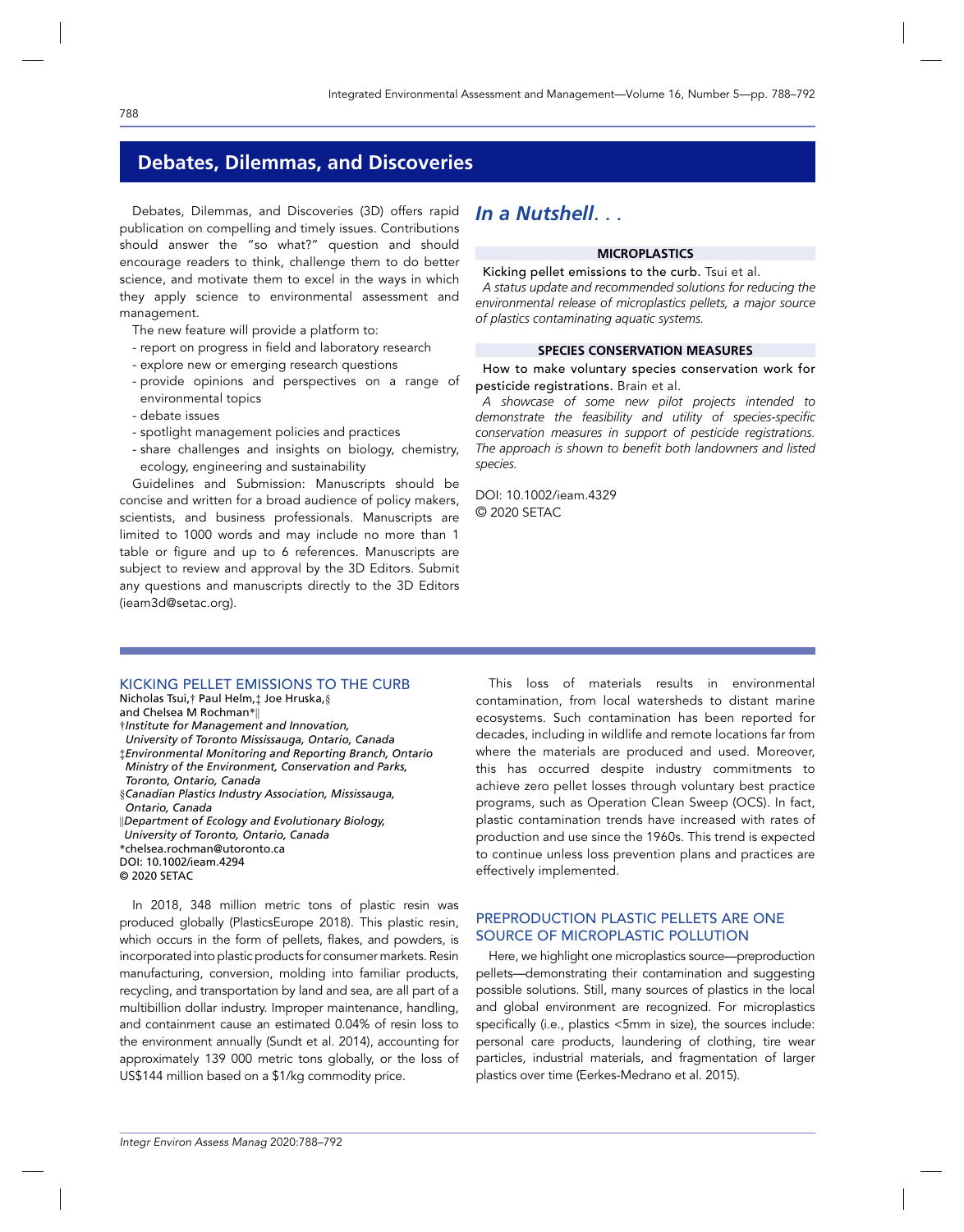# Debates, Dilemmas, and Discoveries

Debates, Dilemmas, and Discoveries (3D) offers rapid publication on compelling and timely issues. Contributions should answer the "so what?" question and should encourage readers to think, challenge them to do better science, and motivate them to excel in the ways in which they apply science to environmental assessment and management.

The new feature will provide a platform to:

- report on progress in field and laboratory research
- explore new or emerging research questions
- provide opinions and perspectives on a range of environmental topics
- debate issues
- spotlight management policies and practices
- share challenges and insights on biology, chemistry, ecology, engineering and sustainability

Guidelines and Submission: Manuscripts should be concise and written for a broad audience of policy makers, scientists, and business professionals. Manuscripts are limited to 1000 words and may include no more than 1 table or figure and up to 6 references. Manuscripts are subject to review and approval by the 3D Editors. Submit any questions and manuscripts directly to the 3D Editors (ieam3d@setac.org).

## *In a Nutshell*. . .

**MICROPLASTICS**

**Kicking pellet emissions to the curb.** Tsui et al.
*A status update and recommended solutions for reducing the environmental release of microplastics pellets, a major source of plastics contaminating aquatic systems.*

**SPECIES CONSERVATION MEASURES**

**How to make voluntary species conservation work for pesticide registrations.** Brain et al.
*A showcase of some new pilot projects intended to demonstrate the feasibility and utility of species-specific conservation measures in support of pesticide registrations. The approach is shown to benefit both landowners and listed species.*

DOI: 10.1002/ieam.4329
© 2020 SETAC

## KICKING PELLET EMISSIONS TO THE CURB

**Nicholas Tsui,† Paul Helm,‡ Joe Hruska,§ and Chelsea M Rochman*‖**

†*Institute for Management and Innovation, University of Toronto Mississauga, Ontario, Canada*
‡*Environmental Monitoring and Reporting Branch, Ontario Ministry of the Environment, Conservation and Parks, Toronto, Ontario, Canada*
§*Canadian Plastics Industry Association, Mississauga, Ontario, Canada*
‖*Department of Ecology and Evolutionary Biology, University of Toronto, Ontario, Canada*
*chelsea.rochman@utoronto.ca
DOI: 10.1002/ieam.4294
© 2020 SETAC

In 2018, 348 million metric tons of plastic resin was produced globally (PlasticsEurope 2018). This plastic resin, which occurs in the form of pellets, flakes, and powders, is incorporated into plastic products for consumer markets. Resin manufacturing, conversion, molding into familiar products, recycling, and transportation by land and sea, are all part of a multibillion dollar industry. Improper maintenance, handling, and containment cause an estimated 0.04% of resin loss to the environment annually (Sundt et al. 2014), accounting for approximately 139 000 metric tons globally, or the loss of US$144 million based on a $1/kg commodity price.

This loss of materials results in environmental contamination, from local watersheds to distant marine ecosystems. Such contamination has been reported for decades, including in wildlife and remote locations far from where the materials are produced and used. Moreover, this has occurred despite industry commitments to achieve zero pellet losses through voluntary best practice programs, such as Operation Clean Sweep (OCS). In fact, plastic contamination trends have increased with rates of production and use since the 1960s. This trend is expected to continue unless loss prevention plans and practices are effectively implemented.

## PREPRODUCTION PLASTIC PELLETS ARE ONE SOURCE OF MICROPLASTIC POLLUTION

Here, we highlight one microplastics source—preproduction pellets—demonstrating their contamination and suggesting possible solutions. Still, many sources of plastics in the local and global environment are recognized. For microplastics specifically (i.e., plastics <5mm in size), the sources include: personal care products, laundering of clothing, tire wear particles, industrial materials, and fragmentation of larger plastics over time (Eerkes-Medrano et al. 2015).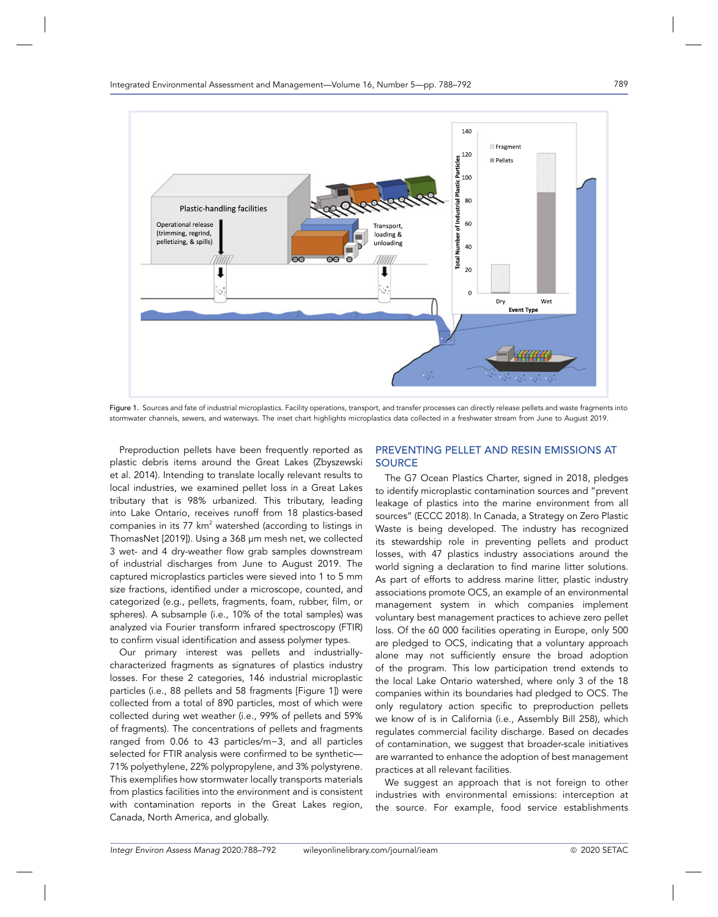Figure 1. Sources and fate of industrial microplastics. Facility operations, transport, and transfer processes can directly release pellets and waste fragments into stormwater channels, sewers, and waterways. The inset chart highlights microplastics data collected in a freshwater stream from June to August 2019.

Preproduction pellets have been frequently reported as plastic debris items around the Great Lakes (Zbyszewski et al. 2014). Intending to translate locally relevant results to local industries, we examined pellet loss in a Great Lakes tributary that is 98% urbanized. This tributary, leading into Lake Ontario, receives runoff from 18 plastics-based companies in its 77 $km^2$ watershed (according to listings in ThomasNet [2019]). Using a 368 μm mesh net, we collected 3 wet- and 4 dry-weather flow grab samples downstream of industrial discharges from June to August 2019. The captured microplastics particles were sieved into 1 to 5 mm size fractions, identified under a microscope, counted, and categorized (e.g., pellets, fragments, foam, rubber, film, or spheres). A subsample (i.e., 10% of the total samples) was analyzed via Fourier transform infrared spectroscopy (FTIR) to confirm visual identification and assess polymer types.

Our primary interest was pellets and industrially-characterized fragments as signatures of plastics industry losses. For these 2 categories, 146 industrial microplastic particles (i.e., 88 pellets and 58 fragments [Figure 1]) were collected from a total of 890 particles, most of which were collected during wet weather (i.e., 99% of pellets and 59% of fragments). The concentrations of pellets and fragments ranged from 0.06 to 43 particles/m−3, and all particles selected for FTIR analysis were confirmed to be synthetic—71% polyethylene, 22% polypropylene, and 3% polystyrene. This exemplifies how stormwater locally transports materials from plastics facilities into the environment and is consistent with contamination reports in the Great Lakes region, Canada, North America, and globally.

## PREVENTING PELLET AND RESIN EMISSIONS AT SOURCE

The G7 Ocean Plastics Charter, signed in 2018, pledges to identify microplastic contamination sources and "prevent leakage of plastics into the marine environment from all sources" (ECCC 2018). In Canada, a Strategy on Zero Plastic Waste is being developed. The industry has recognized its stewardship role in preventing pellets and product losses, with 47 plastics industry associations around the world signing a declaration to find marine litter solutions. As part of efforts to address marine litter, plastic industry associations promote OCS, an example of an environmental management system in which companies implement voluntary best management practices to achieve zero pellet loss. Of the 60 000 facilities operating in Europe, only 500 are pledged to OCS, indicating that a voluntary approach alone may not sufficiently ensure the broad adoption of the program. This low participation trend extends to the local Lake Ontario watershed, where only 3 of the 18 companies within its boundaries had pledged to OCS. The only regulatory action specific to preproduction pellets we know of is in California (i.e., Assembly Bill 258), which regulates commercial facility discharge. Based on decades of contamination, we suggest that broader-scale initiatives are warranted to enhance the adoption of best management practices at all relevant facilities.

We suggest an approach that is not foreign to other industries with environmental emissions: interception at the source. For example, food service establishments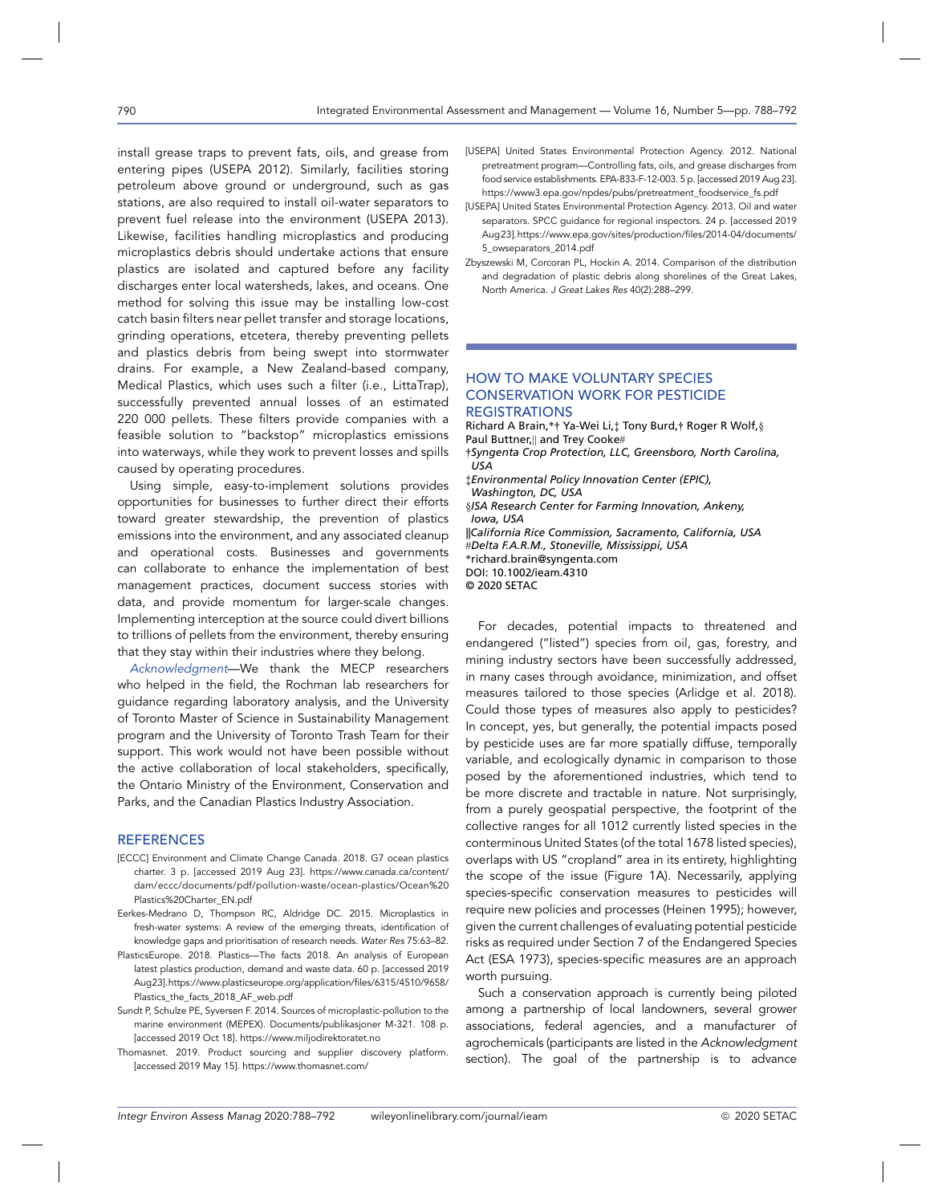install grease traps to prevent fats, oils, and grease from entering pipes (USEPA 2012). Similarly, facilities storing petroleum above ground or underground, such as gas stations, are also required to install oil-water separators to prevent fuel release into the environment (USEPA 2013). Likewise, facilities handling microplastics and producing microplastics debris should undertake actions that ensure plastics are isolated and captured before any facility discharges enter local watersheds, lakes, and oceans. One method for solving this issue may be installing low-cost catch basin filters near pellet transfer and storage locations, grinding operations, etcetera, thereby preventing pellets and plastics debris from being swept into stormwater drains. For example, a New Zealand-based company, Medical Plastics, which uses such a filter (i.e., LittaTrap), successfully prevented annual losses of an estimated 220 000 pellets. These filters provide companies with a feasible solution to "backstop" microplastics emissions into waterways, while they work to prevent losses and spills caused by operating procedures.

Using simple, easy-to-implement solutions provides opportunities for businesses to further direct their efforts toward greater stewardship, the prevention of plastics emissions into the environment, and any associated cleanup and operational costs. Businesses and governments can collaborate to enhance the implementation of best management practices, document success stories with data, and provide momentum for larger-scale changes. Implementing interception at the source could divert billions to trillions of pellets from the environment, thereby ensuring that they stay within their industries where they belong.

*Acknowledgment*—We thank the MECP researchers who helped in the field, the Rochman lab researchers for guidance regarding laboratory analysis, and the University of Toronto Master of Science in Sustainability Management program and the University of Toronto Trash Team for their support. This work would not have been possible without the active collaboration of local stakeholders, specifically, the Ontario Ministry of the Environment, Conservation and Parks, and the Canadian Plastics Industry Association.

## REFERENCES

[ECCC] Environment and Climate Change Canada. 2018. G7 ocean plastics charter. 3 p. [accessed 2019 Aug 23]. https://www.canada.ca/content/dam/eccc/documents/pdf/pollution-waste/ocean-plastics/Ocean%20Plastics%20Charter_EN.pdf

Eerkes-Medrano D, Thompson RC, Aldridge DC. 2015. Microplastics in fresh-water systems: A review of the emerging threats, identification of knowledge gaps and prioritisation of research needs. *Water Res* 75:63–82.

PlasticsEurope. 2018. Plastics—The facts 2018. An analysis of European latest plastics production, demand and waste data. 60 p. [accessed 2019 Aug23].https://www.plasticseurope.org/application/files/6315/4510/9658/Plastics_the_facts_2018_AF_web.pdf

Sundt P, Schulze PE, Syversen F. 2014. Sources of microplastic-pollution to the marine environment (MEPEX). Documents/publikasjoner M-321. 108 p. [accessed 2019 Oct 18]. https://www.miljodirektoratet.no

Thomasnet. 2019. Product sourcing and supplier discovery platform. [accessed 2019 May 15]. https://www.thomasnet.com/

[USEPA] United States Environmental Protection Agency. 2012. National pretreatment program—Controlling fats, oils, and grease discharges from food service establishments. EPA-833-F-12-003. 5 p. [accessed 2019 Aug 23]. https://www3.epa.gov/npdes/pubs/pretreatment_foodservice_fs.pdf

[USEPA] United States Environmental Protection Agency. 2013. Oil and water separators. SPCC guidance for regional inspectors. 24 p. [accessed 2019 Aug23].https://www.epa.gov/sites/production/files/2014-04/documents/5_owseparators_2014.pdf

Zbyszewski M, Corcoran PL, Hockin A. 2014. Comparison of the distribution and degradation of plastic debris along shorelines of the Great Lakes, North America. *J Great Lakes Res* 40(2):288–299.

# HOW TO MAKE VOLUNTARY SPECIES CONSERVATION WORK FOR PESTICIDE REGISTRATIONS

**Richard A Brain,*† Ya-Wei Li,‡ Tony Burd,† Roger R Wolf,§ Paul Buttner,|| and Trey Cooke#**

†*Syngenta Crop Protection, LLC, Greensboro, North Carolina, USA*

‡*Environmental Policy Innovation Center (EPIC), Washington, DC, USA*

§*ISA Research Center for Farming Innovation, Ankeny, Iowa, USA*

||*California Rice Commission, Sacramento, California, USA*

#*Delta F.A.R.M., Stoneville, Mississippi, USA*

*richard.brain@syngenta.com

DOI: 10.1002/ieam.4310

© 2020 SETAC

For decades, potential impacts to threatened and endangered ("listed") species from oil, gas, forestry, and mining industry sectors have been successfully addressed, in many cases through avoidance, minimization, and offset measures tailored to those species (Arlidge et al. 2018). Could those types of measures also apply to pesticides? In concept, yes, but generally, the potential impacts posed by pesticide uses are far more spatially diffuse, temporally variable, and ecologically dynamic in comparison to those posed by the aforementioned industries, which tend to be more discrete and tractable in nature. Not surprisingly, from a purely geospatial perspective, the footprint of the collective ranges for all 1012 currently listed species in the conterminous United States (of the total 1678 listed species), overlaps with US "cropland" area in its entirety, highlighting the scope of the issue (Figure 1A). Necessarily, applying species-specific conservation measures to pesticides will require new policies and processes (Heinen 1995); however, given the current challenges of evaluating potential pesticide risks as required under Section 7 of the Endangered Species Act (ESA 1973), species-specific measures are an approach worth pursuing.

Such a conservation approach is currently being piloted among a partnership of local landowners, several grower associations, federal agencies, and a manufacturer of agrochemicals (participants are listed in the *Acknowledgment* section). The goal of the partnership is to advance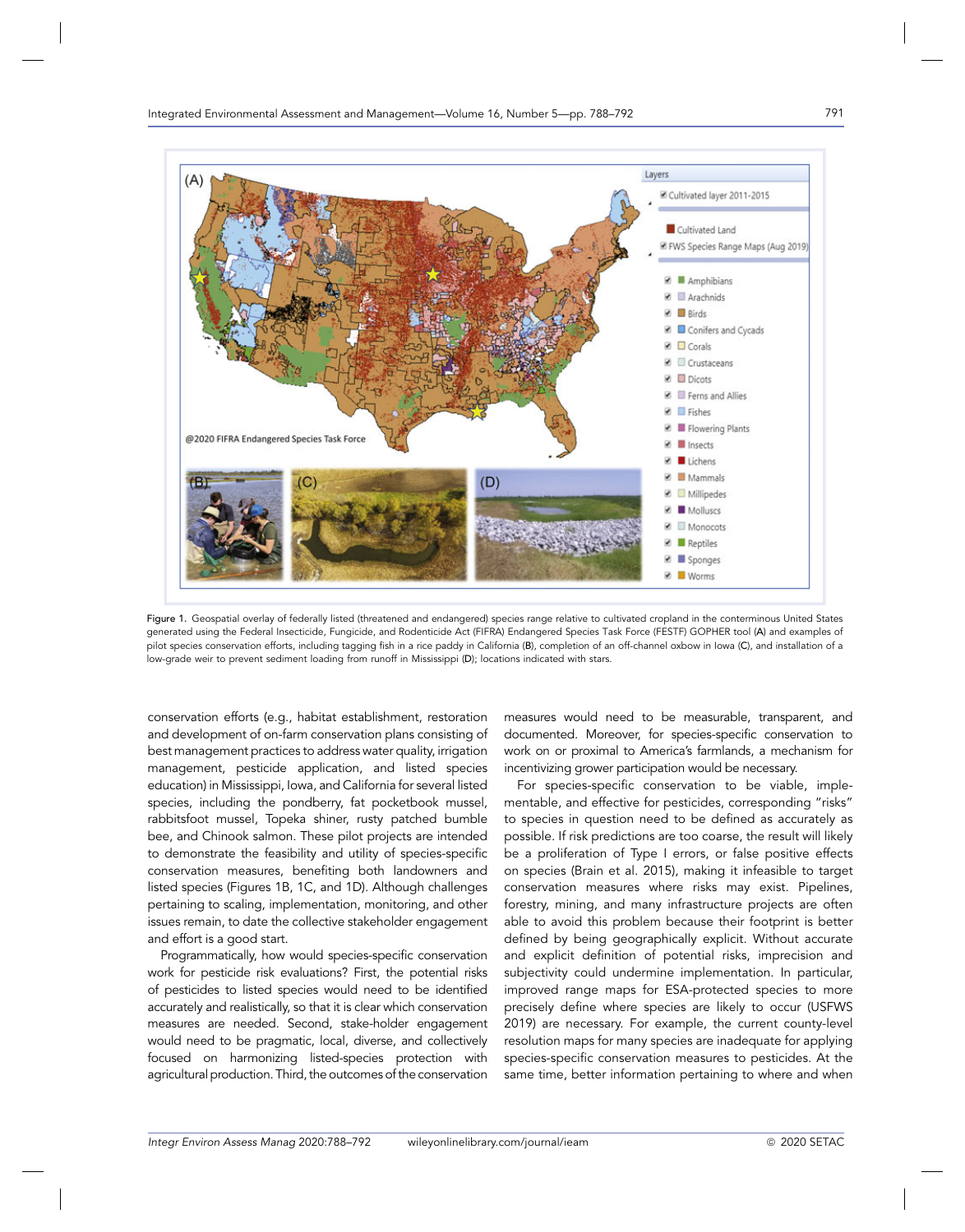Figure 1. Geospatial overlay of federally listed (threatened and endangered) species range relative to cultivated cropland in the conterminous United States generated using the Federal Insecticide, Fungicide, and Rodenticide Act (FIFRA) Endangered Species Task Force (FESTF) GOPHER tool (A) and examples of pilot species conservation efforts, including tagging fish in a rice paddy in California (B), completion of an off-channel oxbow in Iowa (C), and installation of a low-grade weir to prevent sediment loading from runoff in Mississippi (D); locations indicated with stars.

conservation efforts (e.g., habitat establishment, restoration and development of on-farm conservation plans consisting of best management practices to address water quality, irrigation management, pesticide application, and listed species education) in Mississippi, Iowa, and California for several listed species, including the pondberry, fat pocketbook mussel, rabbitsfoot mussel, Topeka shiner, rusty patched bumble bee, and Chinook salmon. These pilot projects are intended to demonstrate the feasibility and utility of species-specific conservation measures, benefiting both landowners and listed species (Figures 1B, 1C, and 1D). Although challenges pertaining to scaling, implementation, monitoring, and other issues remain, to date the collective stakeholder engagement and effort is a good start.

Programmatically, how would species-specific conservation work for pesticide risk evaluations? First, the potential risks of pesticides to listed species would need to be identified accurately and realistically, so that it is clear which conservation measures are needed. Second, stake-holder engagement would need to be pragmatic, local, diverse, and collectively focused on harmonizing listed-species protection with agricultural production. Third, the outcomes of the conservation measures would need to be measurable, transparent, and documented. Moreover, for species-specific conservation to work on or proximal to America's farmlands, a mechanism for incentivizing grower participation would be necessary.

For species-specific conservation to be viable, implementable, and effective for pesticides, corresponding "risks" to species in question need to be defined as accurately as possible. If risk predictions are too coarse, the result will likely be a proliferation of Type I errors, or false positive effects on species (Brain et al. 2015), making it infeasible to target conservation measures where risks may exist. Pipelines, forestry, mining, and many infrastructure projects are often able to avoid this problem because their footprint is better defined by being geographically explicit. Without accurate and explicit definition of potential risks, imprecision and subjectivity could undermine implementation. In particular, improved range maps for ESA-protected species to more precisely define where species are likely to occur (USFWS 2019) are necessary. For example, the current county-level resolution maps for many species are inadequate for applying species-specific conservation measures to pesticides. At the same time, better information pertaining to where and when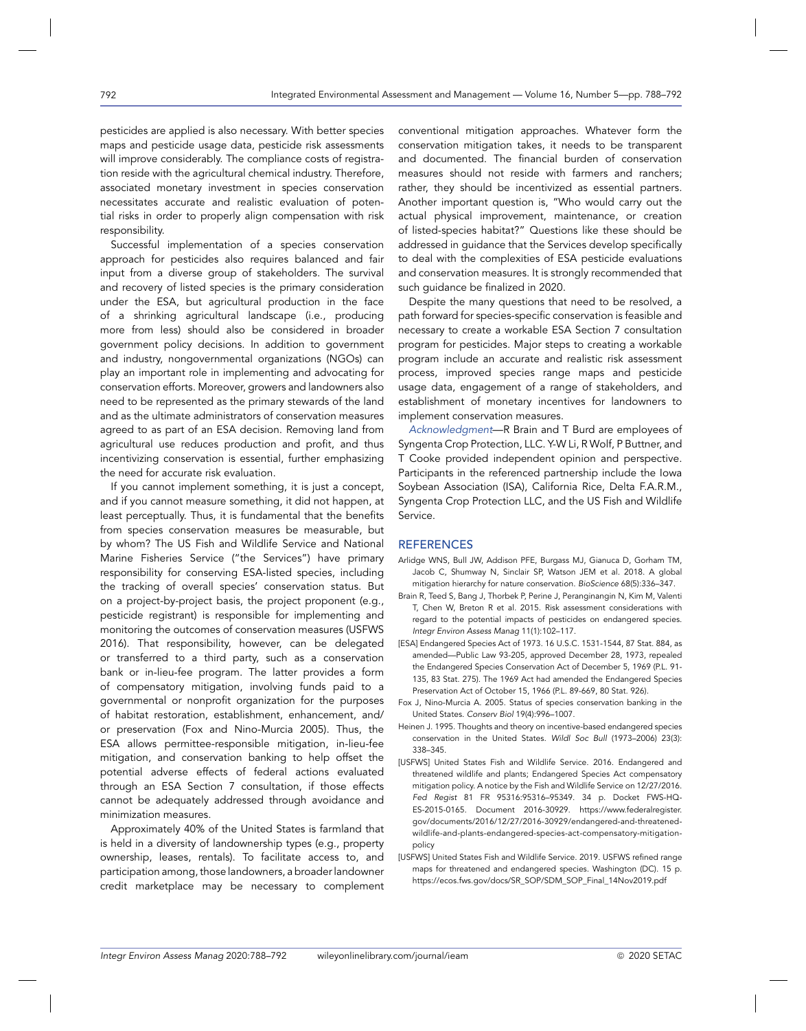pesticides are applied is also necessary. With better species maps and pesticide usage data, pesticide risk assessments will improve considerably. The compliance costs of registration reside with the agricultural chemical industry. Therefore, associated monetary investment in species conservation necessitates accurate and realistic evaluation of potential risks in order to properly align compensation with risk responsibility.

Successful implementation of a species conservation approach for pesticides also requires balanced and fair input from a diverse group of stakeholders. The survival and recovery of listed species is the primary consideration under the ESA, but agricultural production in the face of a shrinking agricultural landscape (i.e., producing more from less) should also be considered in broader government policy decisions. In addition to government and industry, nongovernmental organizations (NGOs) can play an important role in implementing and advocating for conservation efforts. Moreover, growers and landowners also need to be represented as the primary stewards of the land and as the ultimate administrators of conservation measures agreed to as part of an ESA decision. Removing land from agricultural use reduces production and profit, and thus incentivizing conservation is essential, further emphasizing the need for accurate risk evaluation.

If you cannot implement something, it is just a concept, and if you cannot measure something, it did not happen, at least perceptually. Thus, it is fundamental that the benefits from species conservation measures be measurable, but by whom? The US Fish and Wildlife Service and National Marine Fisheries Service ("the Services") have primary responsibility for conserving ESA-listed species, including the tracking of overall species' conservation status. But on a project-by-project basis, the project proponent (e.g., pesticide registrant) is responsible for implementing and monitoring the outcomes of conservation measures (USFWS 2016). That responsibility, however, can be delegated or transferred to a third party, such as a conservation bank or in-lieu-fee program. The latter provides a form of compensatory mitigation, involving funds paid to a governmental or nonprofit organization for the purposes of habitat restoration, establishment, enhancement, and/or preservation (Fox and Nino-Murcia 2005). Thus, the ESA allows permittee-responsible mitigation, in-lieu-fee mitigation, and conservation banking to help offset the potential adverse effects of federal actions evaluated through an ESA Section 7 consultation, if those effects cannot be adequately addressed through avoidance and minimization measures.

Approximately 40% of the United States is farmland that is held in a diversity of landownership types (e.g., property ownership, leases, rentals). To facilitate access to, and participation among, those landowners, a broader landowner credit marketplace may be necessary to complement conventional mitigation approaches. Whatever form the conservation mitigation takes, it needs to be transparent and documented. The financial burden of conservation measures should not reside with farmers and ranchers; rather, they should be incentivized as essential partners. Another important question is, "Who would carry out the actual physical improvement, maintenance, or creation of listed-species habitat?" Questions like these should be addressed in guidance that the Services develop specifically to deal with the complexities of ESA pesticide evaluations and conservation measures. It is strongly recommended that such guidance be finalized in 2020.

Despite the many questions that need to be resolved, a path forward for species-specific conservation is feasible and necessary to create a workable ESA Section 7 consultation program for pesticides. Major steps to creating a workable program include an accurate and realistic risk assessment process, improved species range maps and pesticide usage data, engagement of a range of stakeholders, and establishment of monetary incentives for landowners to implement conservation measures.

*Acknowledgment*—R Brain and T Burd are employees of Syngenta Crop Protection, LLC. Y-W Li, R Wolf, P Buttner, and T Cooke provided independent opinion and perspective. Participants in the referenced partnership include the Iowa Soybean Association (ISA), California Rice, Delta F.A.R.M., Syngenta Crop Protection LLC, and the US Fish and Wildlife Service.

## REFERENCES

Arlidge WNS, Bull JW, Addison PFE, Burgass MJ, Gianuca D, Gorham TM, Jacob C, Shumway N, Sinclair SP, Watson JEM et al. 2018. A global mitigation hierarchy for nature conservation. *BioScience* 68(5):336–347.

Brain R, Teed S, Bang J, Thorbek P, Perine J, Peranginangin N, Kim M, Valenti T, Chen W, Breton R et al. 2015. Risk assessment considerations with regard to the potential impacts of pesticides on endangered species. *Integr Environ Assess Manag* 11(1):102–117.

[ESA] Endangered Species Act of 1973. 16 U.S.C. 1531-1544, 87 Stat. 884, as amended—Public Law 93-205, approved December 28, 1973, repealed the Endangered Species Conservation Act of December 5, 1969 (P.L. 91-135, 83 Stat. 275). The 1969 Act had amended the Endangered Species Preservation Act of October 15, 1966 (P.L. 89-669, 80 Stat. 926).

Fox J, Nino-Murcia A. 2005. Status of species conservation banking in the United States. *Conserv Biol* 19(4):996–1007.

Heinen J. 1995. Thoughts and theory on incentive-based endangered species conservation in the United States. *Wildl Soc Bull* (1973–2006) 23(3): 338–345.

[USFWS] United States Fish and Wildlife Service. 2016. Endangered and threatened wildlife and plants; Endangered Species Act compensatory mitigation policy. A notice by the Fish and Wildlife Service on 12/27/2016. *Fed Regist* 81 FR 95316:95316–95349. 34 p. Docket FWS-HQ-ES-2015-0165. Document 2016-30929. https://www.federalregister.gov/documents/2016/12/27/2016-30929/endangered-and-threatened-wildlife-and-plants-endangered-species-act-compensatory-mitigation-policy

[USFWS] United States Fish and Wildlife Service. 2019. USFWS refined range maps for threatened and endangered species. Washington (DC). 15 p. https://ecos.fws.gov/docs/SR_SOP/SDM_SOP_Final_14Nov2019.pdf